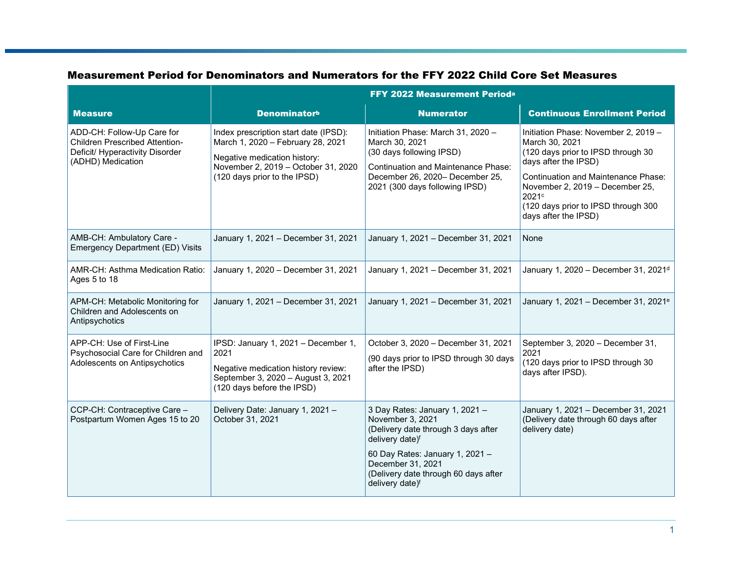## Measurement Period for Denominators and Numerators for the FFY 2022 Child Core Set Measures

| Measure | FFY 2022 Measurement Period[a] | | |
|---|---|---|---|
| | Denominator[b] | Numerator | Continuous Enrollment Period |
| ADD-CH: Follow-Up Care for Children Prescribed Attention-Deficit/ Hyperactivity Disorder (ADHD) Medication | Index prescription start date (IPSD): March 1, 2020 – February 28, 2021<br>Negative medication history: November 2, 2019 – October 31, 2020 (120 days prior to the IPSD) | Initiation Phase: March 31, 2020 – March 30, 2021 (30 days following IPSD)<br>Continuation and Maintenance Phase: December 26, 2020– December 25, 2021 (300 days following IPSD) | Initiation Phase: November 2, 2019 – March 30, 2021 (120 days prior to IPSD through 30 days after the IPSD)<br>Continuation and Maintenance Phase: November 2, 2019 – December 25, 2021[c] (120 days prior to IPSD through 300 days after the IPSD) |
| AMB-CH: Ambulatory Care - Emergency Department (ED) Visits | January 1, 2021 – December 31, 2021 | January 1, 2021 – December 31, 2021 | None |
| AMR-CH: Asthma Medication Ratio: Ages 5 to 18 | January 1, 2020 – December 31, 2021 | January 1, 2021 – December 31, 2021 | January 1, 2020 – December 31, 2021[d] |
| APM-CH: Metabolic Monitoring for Children and Adolescents on Antipsychotics | January 1, 2021 – December 31, 2021 | January 1, 2021 – December 31, 2021 | January 1, 2021 – December 31, 2021[e] |
| APP-CH: Use of First-Line Psychosocial Care for Children and Adolescents on Antipsychotics | IPSD: January 1, 2021 – December 1, 2021<br>Negative medication history review: September 3, 2020 – August 3, 2021 (120 days before the IPSD) | October 3, 2020 – December 31, 2021<br>(90 days prior to IPSD through 30 days after the IPSD) | September 3, 2020 – December 31, 2021 (120 days prior to IPSD through 30 days after IPSD). |
| CCP-CH: Contraceptive Care – Postpartum Women Ages 15 to 20 | Delivery Date: January 1, 2021 – October 31, 2021 | 3 Day Rates: January 1, 2021 – November 3, 2021 (Delivery date through 3 days after delivery date)[f]<br>60 Day Rates: January 1, 2021 – December 31, 2021 (Delivery date through 60 days after delivery date)[f] | January 1, 2021 – December 31, 2021 (Delivery date through 60 days after delivery date) |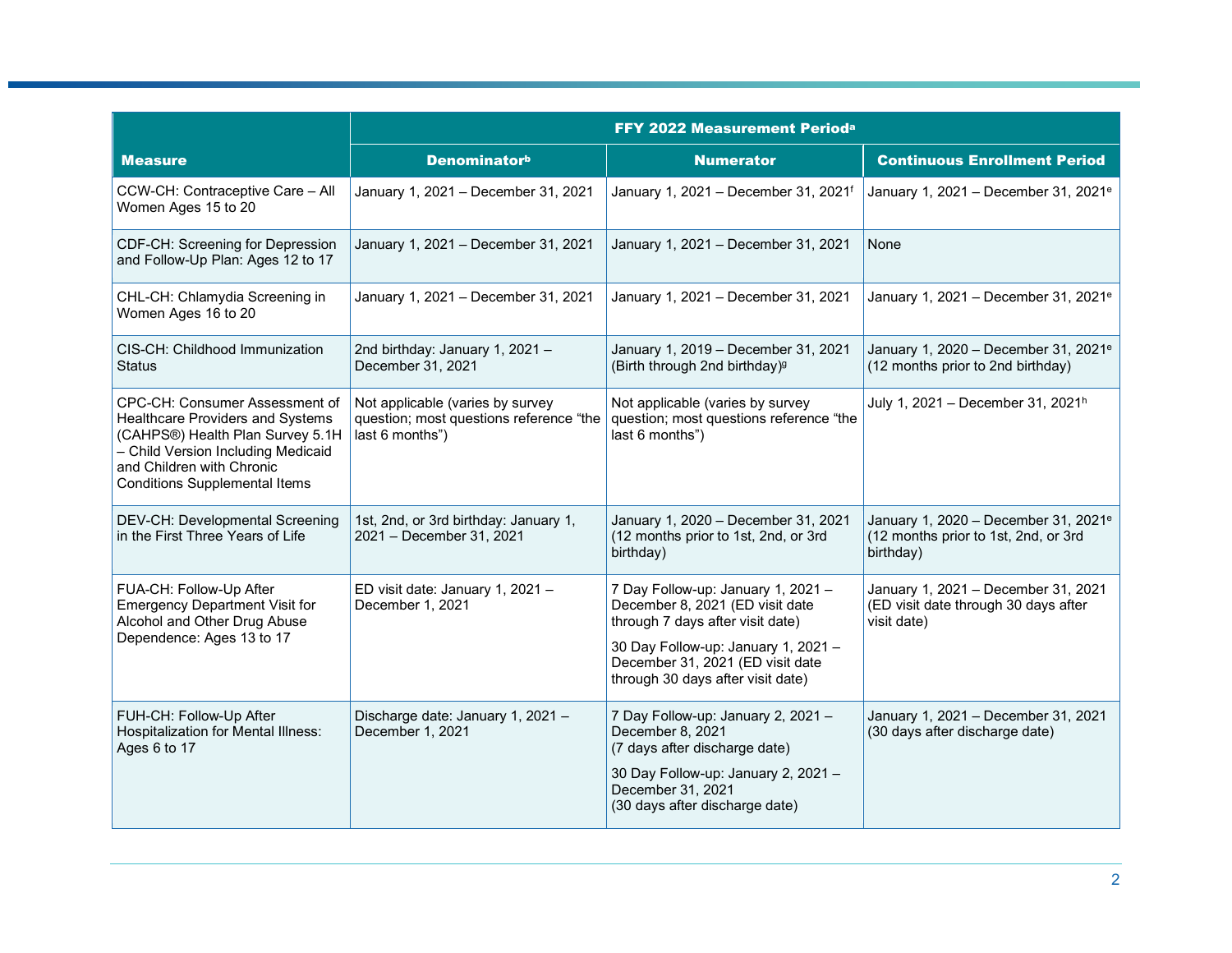| Measure | FFY 2022 Measurement Period[a] | | |
|---|---|---|---|
| | Denominator[b] | Numerator | Continuous Enrollment Period |
| CCW-CH: Contraceptive Care – All Women Ages 15 to 20 | January 1, 2021 – December 31, 2021 | January 1, 2021 – December 31, 2021[f] | January 1, 2021 – December 31, 2021[e] |
| CDF-CH: Screening for Depression and Follow-Up Plan: Ages 12 to 17 | January 1, 2021 – December 31, 2021 | January 1, 2021 – December 31, 2021 | None |
| CHL-CH: Chlamydia Screening in Women Ages 16 to 20 | January 1, 2021 – December 31, 2021 | January 1, 2021 – December 31, 2021 | January 1, 2021 – December 31, 2021[e] |
| CIS-CH: Childhood Immunization Status | 2nd birthday: January 1, 2021 – December 31, 2021 | January 1, 2019 – December 31, 2021 (Birth through 2nd birthday)[g] | January 1, 2020 – December 31, 2021[e] (12 months prior to 2nd birthday) |
| CPC-CH: Consumer Assessment of Healthcare Providers and Systems (CAHPS®) Health Plan Survey 5.1H – Child Version Including Medicaid and Children with Chronic Conditions Supplemental Items | Not applicable (varies by survey question; most questions reference "the last 6 months") | Not applicable (varies by survey question; most questions reference "the last 6 months") | July 1, 2021 – December 31, 2021[h] |
| DEV-CH: Developmental Screening in the First Three Years of Life | 1st, 2nd, or 3rd birthday: January 1, 2021 – December 31, 2021 | January 1, 2020 – December 31, 2021 (12 months prior to 1st, 2nd, or 3rd birthday) | January 1, 2020 – December 31, 2021[e] (12 months prior to 1st, 2nd, or 3rd birthday) |
| FUA-CH: Follow-Up After Emergency Department Visit for Alcohol and Other Drug Abuse Dependence: Ages 13 to 17 | ED visit date: January 1, 2021 – December 1, 2021 | 7 Day Follow-up: January 1, 2021 – December 8, 2021 (ED visit date through 7 days after visit date)<br><br>30 Day Follow-up: January 1, 2021 – December 31, 2021 (ED visit date through 30 days after visit date) | January 1, 2021 – December 31, 2021 (ED visit date through 30 days after visit date) |
| FUH-CH: Follow-Up After Hospitalization for Mental Illness: Ages 6 to 17 | Discharge date: January 1, 2021 – December 1, 2021 | 7 Day Follow-up: January 2, 2021 – December 8, 2021 (7 days after discharge date)<br><br>30 Day Follow-up: January 2, 2021 – December 31, 2021 (30 days after discharge date) | January 1, 2021 – December 31, 2021 (30 days after discharge date) |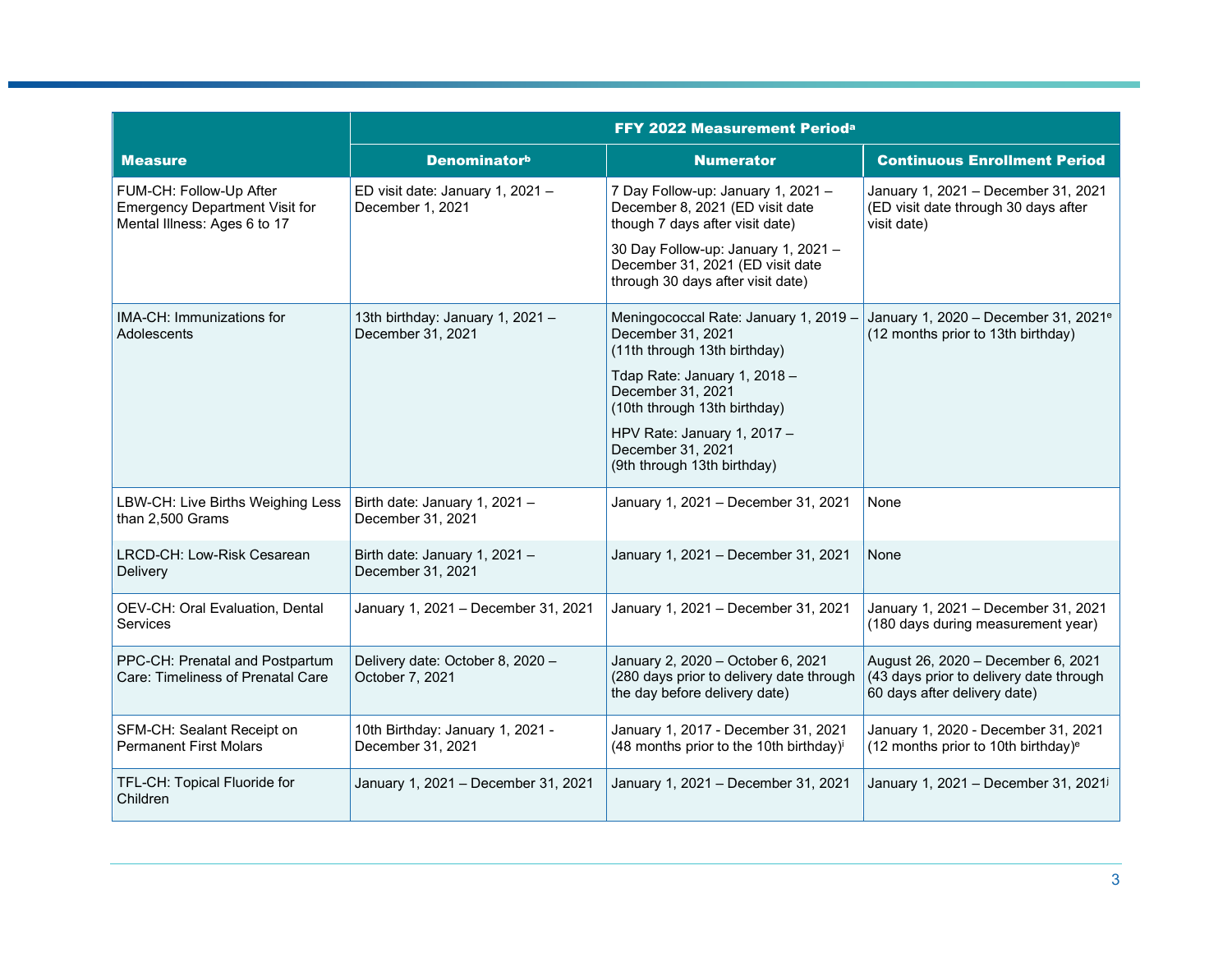| Measure | FFY 2022 Measurement Period[a] | | |
|---|---|---|---|
| | Denominator[b] | Numerator | Continuous Enrollment Period |
| FUM-CH: Follow-Up After Emergency Department Visit for Mental Illness: Ages 6 to 17 | ED visit date: January 1, 2021 – December 1, 2021 | 7 Day Follow-up: January 1, 2021 – December 8, 2021 (ED visit date though 7 days after visit date)<br>30 Day Follow-up: January 1, 2021 – December 31, 2021 (ED visit date through 30 days after visit date) | January 1, 2021 – December 31, 2021 (ED visit date through 30 days after visit date) |
| IMA-CH: Immunizations for Adolescents | 13th birthday: January 1, 2021 – December 31, 2021 | Meningococcal Rate: January 1, 2019 – December 31, 2021 (11th through 13th birthday)<br>Tdap Rate: January 1, 2018 – December 31, 2021 (10th through 13th birthday)<br>HPV Rate: January 1, 2017 – December 31, 2021 (9th through 13th birthday) | January 1, 2020 – December 31, 2021[e] (12 months prior to 13th birthday) |
| LBW-CH: Live Births Weighing Less than 2,500 Grams | Birth date: January 1, 2021 – December 31, 2021 | January 1, 2021 – December 31, 2021 | None |
| LRCD-CH: Low-Risk Cesarean Delivery | Birth date: January 1, 2021 – December 31, 2021 | January 1, 2021 – December 31, 2021 | None |
| OEV-CH: Oral Evaluation, Dental Services | January 1, 2021 – December 31, 2021 | January 1, 2021 – December 31, 2021 | January 1, 2021 – December 31, 2021 (180 days during measurement year) |
| PPC-CH: Prenatal and Postpartum Care: Timeliness of Prenatal Care | Delivery date: October 8, 2020 – October 7, 2021 | January 2, 2020 – October 6, 2021 (280 days prior to delivery date through the day before delivery date) | August 26, 2020 – December 6, 2021 (43 days prior to delivery date through 60 days after delivery date) |
| SFM-CH: Sealant Receipt on Permanent First Molars | 10th Birthday: January 1, 2021 - December 31, 2021 | January 1, 2017 - December 31, 2021 (48 months prior to the 10th birthday)[i] | January 1, 2020 - December 31, 2021 (12 months prior to 10th birthday)[e] |
| TFL-CH: Topical Fluoride for Children | January 1, 2021 – December 31, 2021 | January 1, 2021 – December 31, 2021 | January 1, 2021 – December 31, 2021[j] |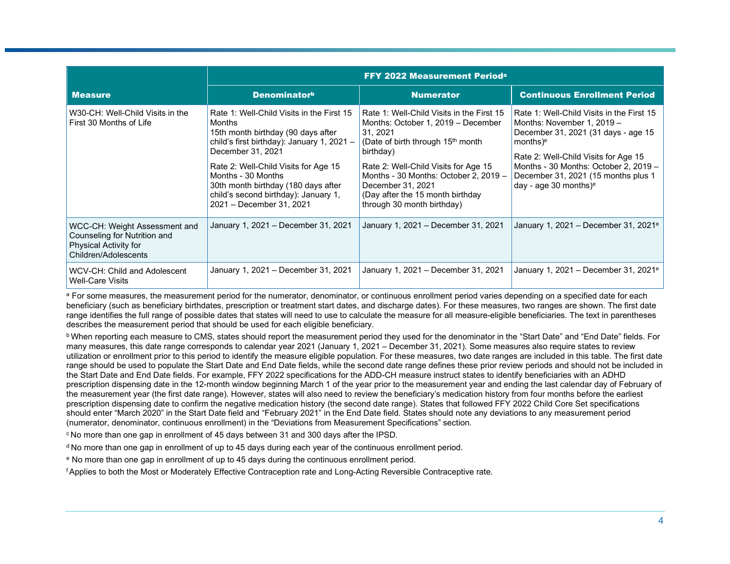| Measure | FFY 2022 Measurement Period[a] | | |
|---|---|---|---|
| | Denominator[b] | Numerator | Continuous Enrollment Period |
| W30-CH: Well-Child Visits in the First 30 Months of Life | Rate 1: Well-Child Visits in the First 15 Months<br>15th month birthday (90 days after child's first birthday): January 1, 2021 – December 31, 2021<br><br>Rate 2: Well-Child Visits for Age 15 Months - 30 Months<br>30th month birthday (180 days after child's second birthday): January 1, 2021 – December 31, 2021 | Rate 1: Well-Child Visits in the First 15 Months: October 1, 2019 – December 31, 2021<br>(Date of birth through 15th month birthday)<br><br>Rate 2: Well-Child Visits for Age 15 Months - 30 Months: October 2, 2019 – December 31, 2021<br>(Day after the 15 month birthday through 30 month birthday) | Rate 1: Well-Child Visits in the First 15 Months: November 1, 2019 – December 31, 2021 (31 days - age 15 months)[e]<br><br>Rate 2: Well-Child Visits for Age 15 Months - 30 Months: October 2, 2019 – December 31, 2021 (15 months plus 1 day - age 30 months)[e] |
| WCC-CH: Weight Assessment and Counseling for Nutrition and Physical Activity for Children/Adolescents | January 1, 2021 – December 31, 2021 | January 1, 2021 – December 31, 2021 | January 1, 2021 – December 31, 2021[e] |
| WCV-CH: Child and Adolescent Well-Care Visits | January 1, 2021 – December 31, 2021 | January 1, 2021 – December 31, 2021 | January 1, 2021 – December 31, 2021[e] |

[a] For some measures, the measurement period for the numerator, denominator, or continuous enrollment period varies depending on a specified date for each beneficiary (such as beneficiary birthdates, prescription or treatment start dates, and discharge dates). For these measures, two ranges are shown. The first date range identifies the full range of possible dates that states will need to use to calculate the measure for all measure-eligible beneficiaries. The text in parentheses describes the measurement period that should be used for each eligible beneficiary.

[b] When reporting each measure to CMS, states should report the measurement period they used for the denominator in the "Start Date" and "End Date" fields. For many measures, this date range corresponds to calendar year 2021 (January 1, 2021 – December 31, 2021). Some measures also require states to review utilization or enrollment prior to this period to identify the measure eligible population. For these measures, two date ranges are included in this table. The first date range should be used to populate the Start Date and End Date fields, while the second date range defines these prior review periods and should not be included in the Start Date and End Date fields. For example, FFY 2022 specifications for the ADD-CH measure instruct states to identify beneficiaries with an ADHD prescription dispensing date in the 12-month window beginning March 1 of the year prior to the measurement year and ending the last calendar day of February of the measurement year (the first date range). However, states will also need to review the beneficiary's medication history from four months before the earliest prescription dispensing date to confirm the negative medication history (the second date range). States that followed FFY 2022 Child Core Set specifications should enter "March 2020" in the Start Date field and "February 2021" in the End Date field. States should note any deviations to any measurement period (numerator, denominator, continuous enrollment) in the "Deviations from Measurement Specifications" section.

[c] No more than one gap in enrollment of 45 days between 31 and 300 days after the IPSD.

[d] No more than one gap in enrollment of up to 45 days during each year of the continuous enrollment period.

[e] No more than one gap in enrollment of up to 45 days during the continuous enrollment period.

[f] Applies to both the Most or Moderately Effective Contraception rate and Long-Acting Reversible Contraceptive rate.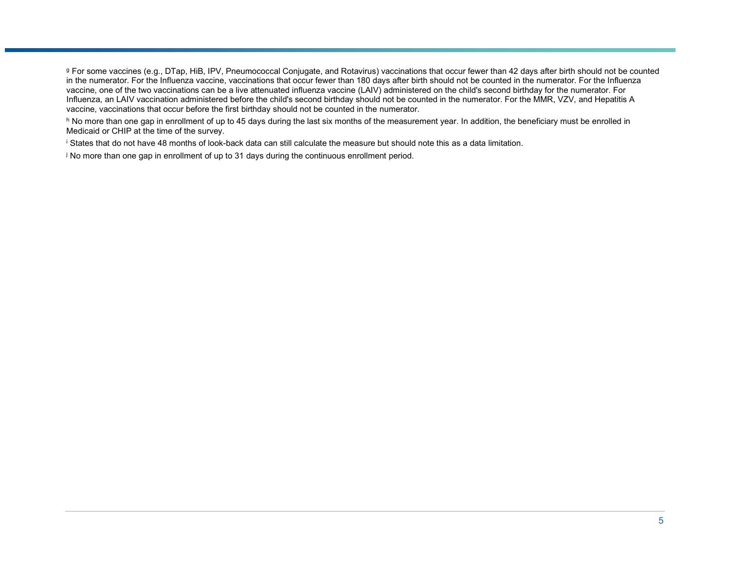[g] For some vaccines (e.g., DTap, HiB, IPV, Pneumococcal Conjugate, and Rotavirus) vaccinations that occur fewer than 42 days after birth should not be counted in the numerator. For the Influenza vaccine, vaccinations that occur fewer than 180 days after birth should not be counted in the numerator. For the Influenza vaccine, one of the two vaccinations can be a live attenuated influenza vaccine (LAIV) administered on the child's second birthday for the numerator. For Influenza, an LAIV vaccination administered before the child's second birthday should not be counted in the numerator. For the MMR, VZV, and Hepatitis A vaccine, vaccinations that occur before the first birthday should not be counted in the numerator.

[h] No more than one gap in enrollment of up to 45 days during the last six months of the measurement year. In addition, the beneficiary must be enrolled in Medicaid or CHIP at the time of the survey.

[i] States that do not have 48 months of look-back data can still calculate the measure but should note this as a data limitation.

[j] No more than one gap in enrollment of up to 31 days during the continuous enrollment period.